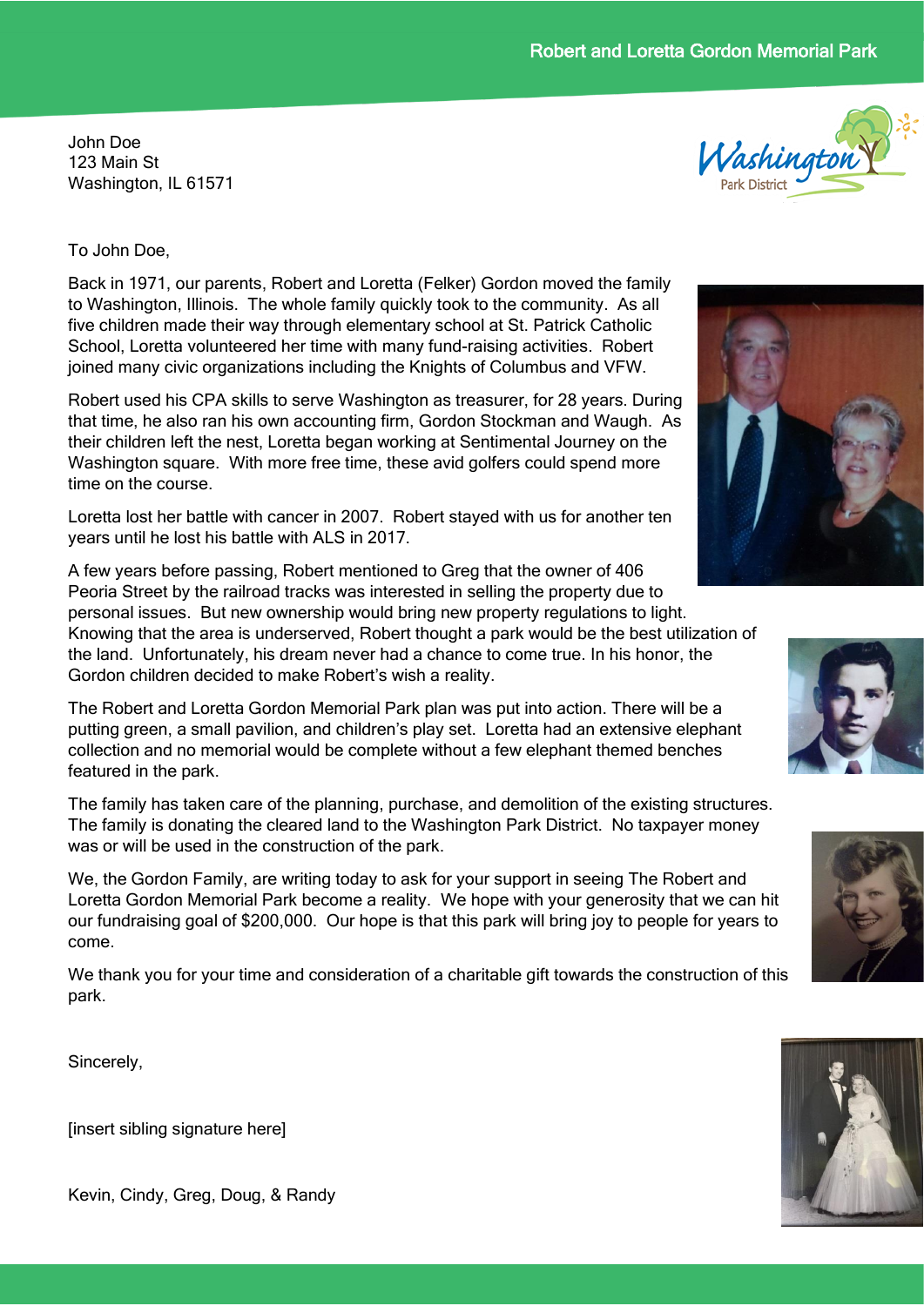# Robert and Loretta Gordon Memorial Park

John Doe
123 Main St
Washington, IL 61571

Washington Park District

To John Doe,

Back in 1971, our parents, Robert and Loretta (Felker) Gordon moved the family to Washington, Illinois. The whole family quickly took to the community. As all five children made their way through elementary school at St. Patrick Catholic School, Loretta volunteered her time with many fund-raising activities. Robert joined many civic organizations including the Knights of Columbus and VFW.

Robert used his CPA skills to serve Washington as treasurer, for 28 years. During that time, he also ran his own accounting firm, Gordon Stockman and Waugh. As their children left the nest, Loretta began working at Sentimental Journey on the Washington square. With more free time, these avid golfers could spend more time on the course.

Loretta lost her battle with cancer in 2007. Robert stayed with us for another ten years until he lost his battle with ALS in 2017.

A few years before passing, Robert mentioned to Greg that the owner of 406 Peoria Street by the railroad tracks was interested in selling the property due to personal issues. But new ownership would bring new property regulations to light. Knowing that the area is underserved, Robert thought a park would be the best utilization of the land. Unfortunately, his dream never had a chance to come true. In his honor, the Gordon children decided to make Robert's wish a reality.

The Robert and Loretta Gordon Memorial Park plan was put into action. There will be a putting green, a small pavilion, and children's play set. Loretta had an extensive elephant collection and no memorial would be complete without a few elephant themed benches featured in the park.

The family has taken care of the planning, purchase, and demolition of the existing structures. The family is donating the cleared land to the Washington Park District. No taxpayer money was or will be used in the construction of the park.

We, the Gordon Family, are writing today to ask for your support in seeing The Robert and Loretta Gordon Memorial Park become a reality. We hope with your generosity that we can hit our fundraising goal of $200,000. Our hope is that this park will bring joy to people for years to come.

We thank you for your time and consideration of a charitable gift towards the construction of this park.

Sincerely,

[insert sibling signature here]

Kevin, Cindy, Greg, Doug, & Randy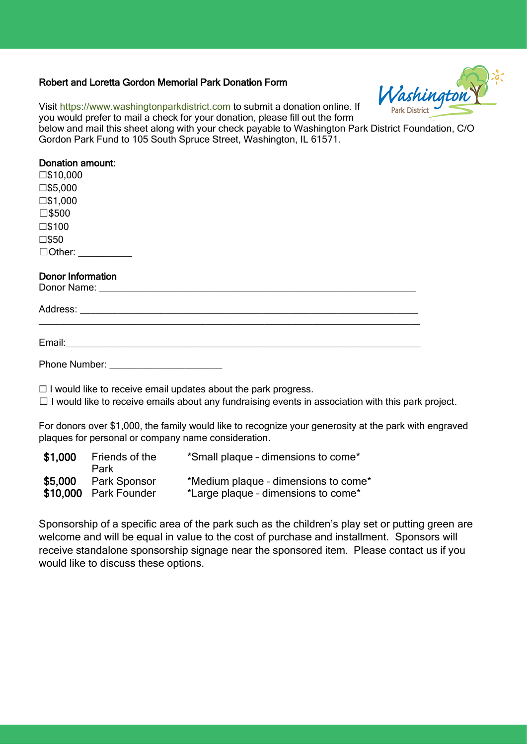## Robert and Loretta Gordon Memorial Park Donation Form

Visit https://www.washingtonparkdistrict.com to submit a donation online. If you would prefer to mail a check for your donation, please fill out the form below and mail this sheet along with your check payable to Washington Park District Foundation, C/O Gordon Park Fund to 105 South Spruce Street, Washington, IL 61571.

### Donation amount:

☐$10,000
☐$5,000
☐$1,000
☐$500
☐$100
☐$50
☐Other: ___________

### Donor Information

Donor Name: ____________________________________________________________________

Address: ________________________________________________________________________
_____________________________________________________________________________

Email:__________________________________________________________________________

Phone Number: _______________________

☐ I would like to receive email updates about the park progress.
☐ I would like to receive emails about any fundraising events in association with this park project.

For donors over $1,000, the family would like to recognize your generosity at the park with engraved plaques for personal or company name consideration.

| | | |
|---|---|---|
| **$1,000** | Friends of the Park | *Small plaque – dimensions to come* |
| **$5,000** | Park Sponsor | *Medium plaque – dimensions to come* |
| **$10,000** | Park Founder | *Large plaque – dimensions to come* |

Sponsorship of a specific area of the park such as the children's play set or putting green are welcome and will be equal in value to the cost of purchase and installment. Sponsors will receive standalone sponsorship signage near the sponsored item. Please contact us if you would like to discuss these options.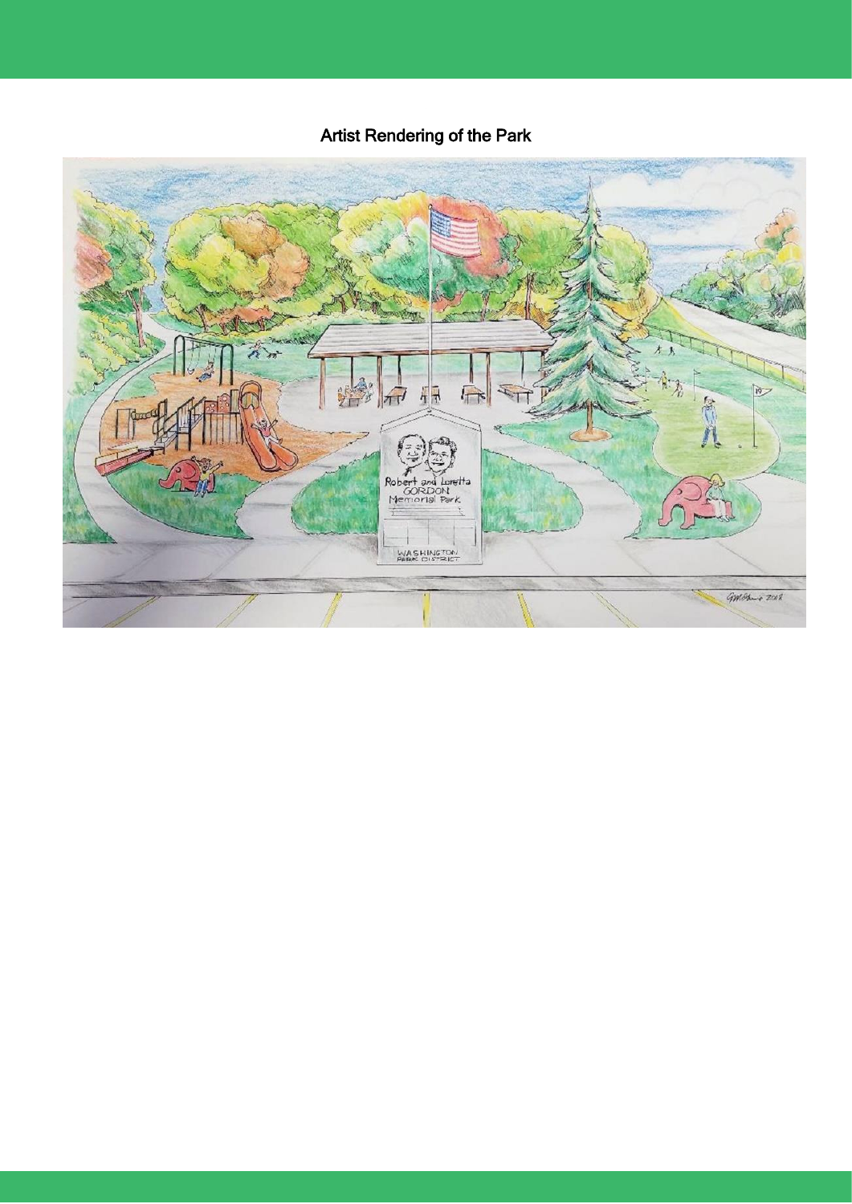Artist Rendering of the Park